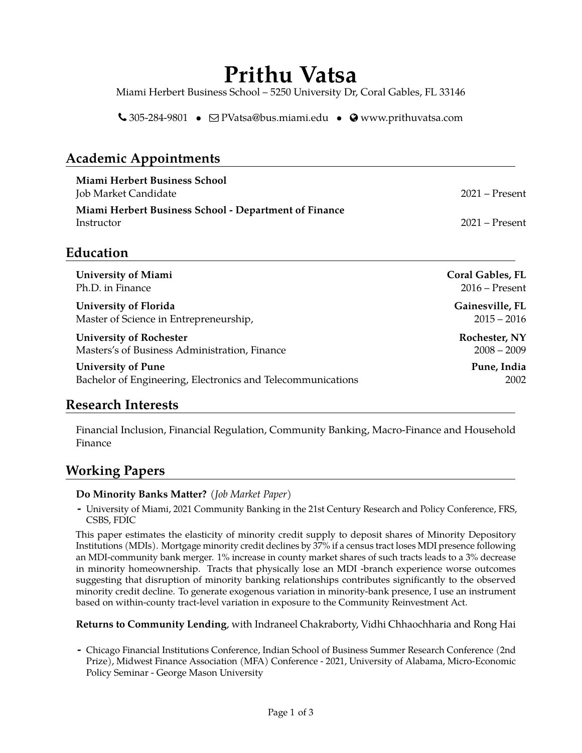# Prithu Vatsa

Miami Herbert Business School – 5250 University Dr, Coral Gables, FL 33146

305-284-9801 • PVatsa@bus.miami.edu • www.prithuvatsa.com

## Academic Appointments

**Miami Herbert Business School**
Job Market Candidate — 2021 – Present

**Miami Herbert Business School - Department of Finance**
Instructor — 2021 – Present

## Education

**University of Miami** — **Coral Gables, FL**
Ph.D. in Finance — 2016 – Present

**University of Florida** — **Gainesville, FL**
Master of Science in Entrepreneurship, — 2015 – 2016

**University of Rochester** — **Rochester, NY**
Masters's of Business Administration, Finance — 2008 – 2009

**University of Pune** — **Pune, India**
Bachelor of Engineering, Electronics and Telecommunications — 2002

## Research Interests

Financial Inclusion, Financial Regulation, Community Banking, Macro-Finance and Household Finance

## Working Papers

**Do Minority Banks Matter?** (*Job Market Paper*)

- University of Miami, 2021 Community Banking in the 21st Century Research and Policy Conference, FRS, CSBS, FDIC

This paper estimates the elasticity of minority credit supply to deposit shares of Minority Depository Institutions (MDIs). Mortgage minority credit declines by 37% if a census tract loses MDI presence following an MDI-community bank merger. 1% increase in county market shares of such tracts leads to a 3% decrease in minority homeownership. Tracts that physically lose an MDI -branch experience worse outcomes suggesting that disruption of minority banking relationships contributes significantly to the observed minority credit decline. To generate exogenous variation in minority-bank presence, I use an instrument based on within-county tract-level variation in exposure to the Community Reinvestment Act.

**Returns to Community Lending**, with Indraneel Chakraborty, Vidhi Chhaochharia and Rong Hai

- Chicago Financial Institutions Conference, Indian School of Business Summer Research Conference (2nd Prize), Midwest Finance Association (MFA) Conference - 2021, University of Alabama, Micro-Economic Policy Seminar - George Mason University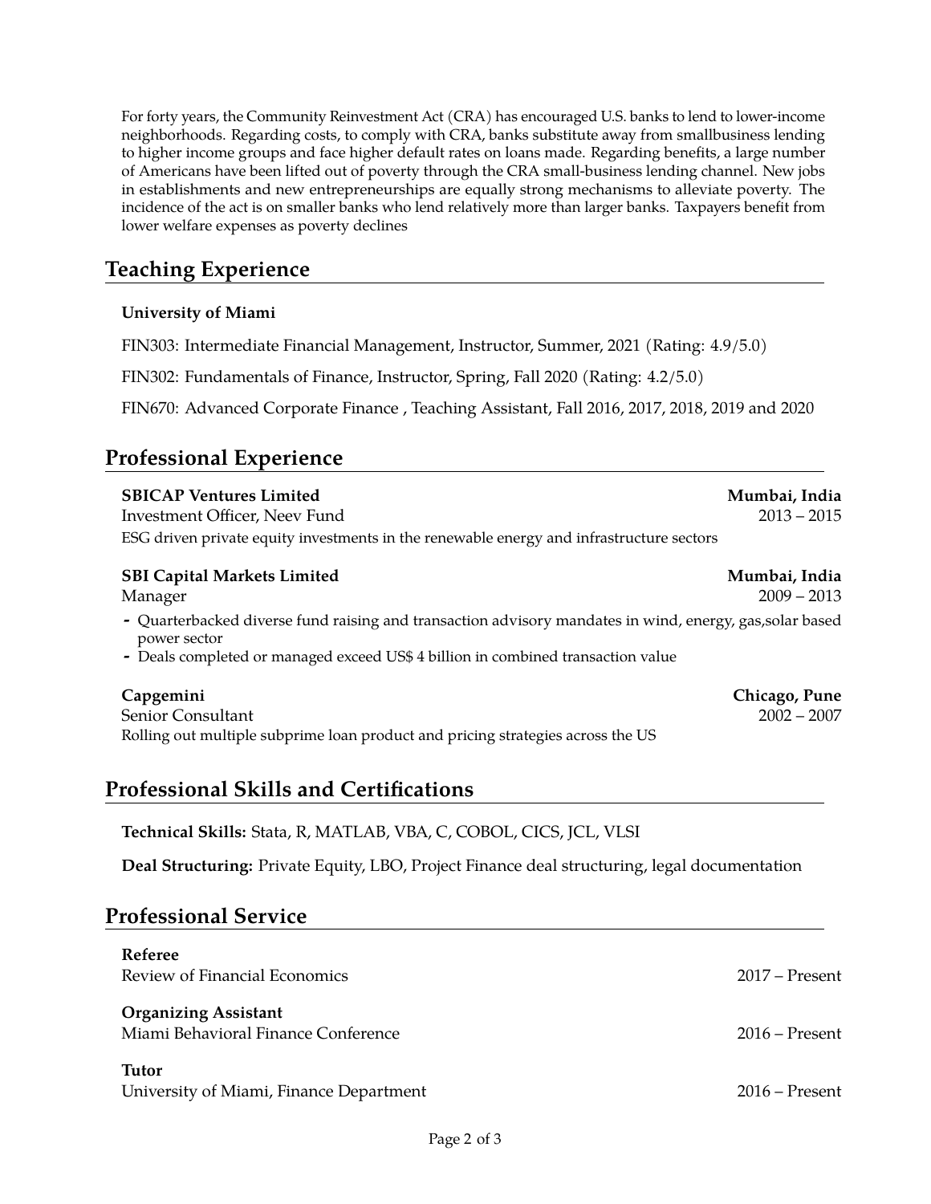For forty years, the Community Reinvestment Act (CRA) has encouraged U.S. banks to lend to lower-income neighborhoods. Regarding costs, to comply with CRA, banks substitute away from smallbusiness lending to higher income groups and face higher default rates on loans made. Regarding benefits, a large number of Americans have been lifted out of poverty through the CRA small-business lending channel. New jobs in establishments and new entrepreneurships are equally strong mechanisms to alleviate poverty. The incidence of the act is on smaller banks who lend relatively more than larger banks. Taxpayers benefit from lower welfare expenses as poverty declines

## Teaching Experience

**University of Miami**

FIN303: Intermediate Financial Management, Instructor, Summer, 2021 (Rating: 4.9/5.0)

FIN302: Fundamentals of Finance, Instructor, Spring, Fall 2020 (Rating: 4.2/5.0)

FIN670: Advanced Corporate Finance , Teaching Assistant, Fall 2016, 2017, 2018, 2019 and 2020

## Professional Experience

**SBICAP Ventures Limited** — **Mumbai, India**
Investment Officer, Neev Fund — 2013 – 2015
ESG driven private equity investments in the renewable energy and infrastructure sectors

**SBI Capital Markets Limited** — **Mumbai, India**
Manager — 2009 – 2013

- Quarterbacked diverse fund raising and transaction advisory mandates in wind, energy, gas,solar based power sector
- Deals completed or managed exceed US$ 4 billion in combined transaction value

**Capgemini** — **Chicago, Pune**
Senior Consultant — 2002 – 2007
Rolling out multiple subprime loan product and pricing strategies across the US

## Professional Skills and Certifications

**Technical Skills:** Stata, R, MATLAB, VBA, C, COBOL, CICS, JCL, VLSI

**Deal Structuring:** Private Equity, LBO, Project Finance deal structuring, legal documentation

## Professional Service

**Referee**
Review of Financial Economics — 2017 – Present

**Organizing Assistant**
Miami Behavioral Finance Conference — 2016 – Present

**Tutor**
University of Miami, Finance Department — 2016 – Present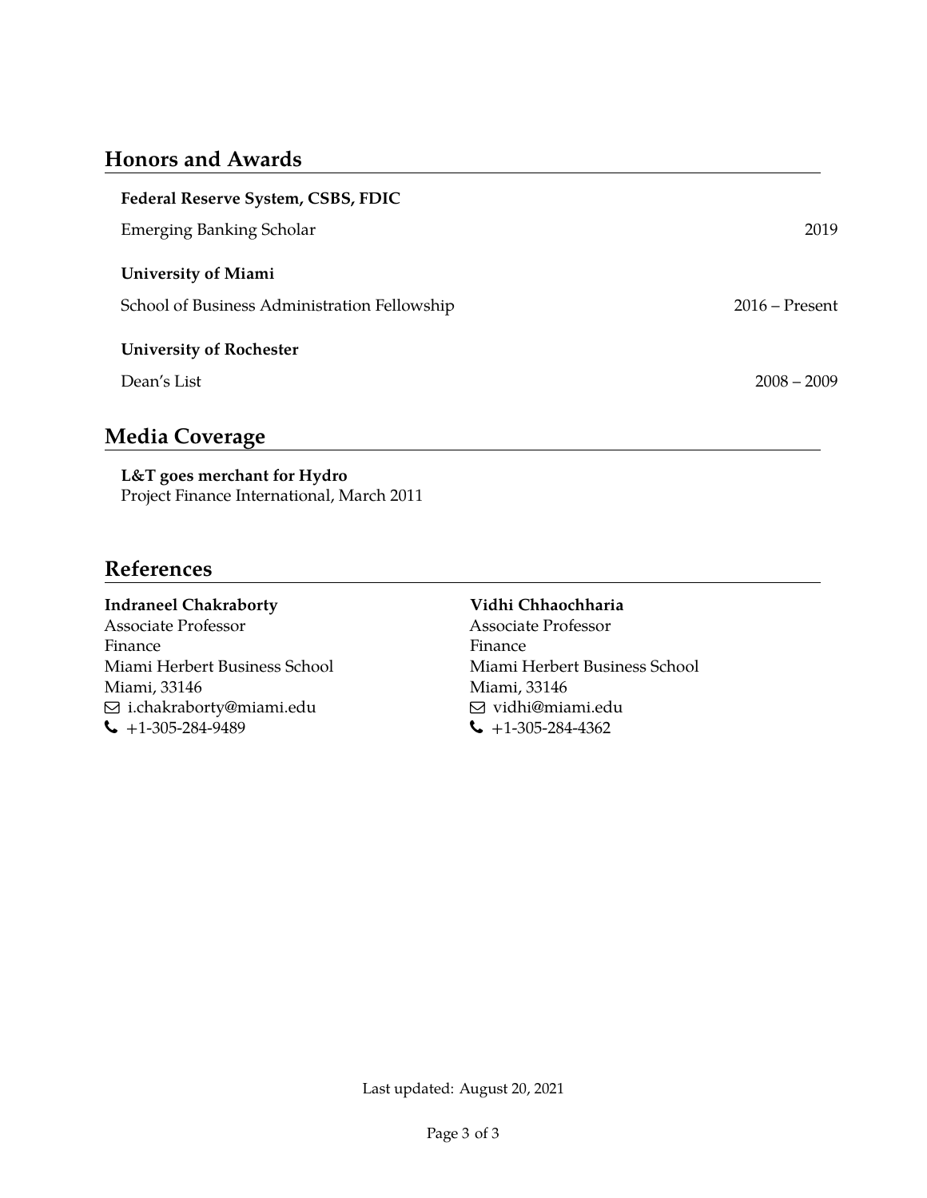## Honors and Awards

**Federal Reserve System, CSBS, FDIC**

Emerging Banking Scholar — 2019

**University of Miami**

School of Business Administration Fellowship — 2016 – Present

**University of Rochester**

Dean's List — 2008 – 2009

## Media Coverage

**L&T goes merchant for Hydro**
Project Finance International, March 2011

## References

**Indraneel Chakraborty**
Associate Professor
Finance
Miami Herbert Business School
Miami, 33146
✉ i.chakraborty@miami.edu
📞 +1-305-284-9489

**Vidhi Chhaochharia**
Associate Professor
Finance
Miami Herbert Business School
Miami, 33146
✉ vidhi@miami.edu
📞 +1-305-284-4362

Last updated: August 20, 2021